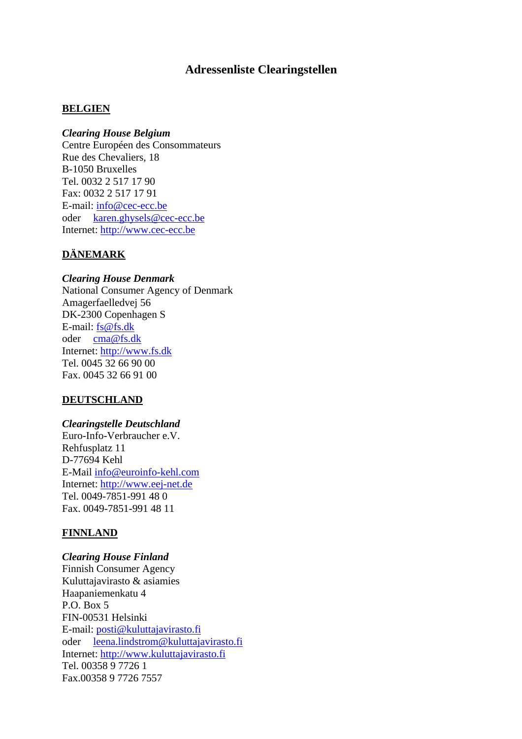# Adressenliste Clearingstellen

## BELGIEN

***Clearing House Belgium***
Centre Européen des Consommateurs
Rue des Chevaliers, 18
B-1050 Bruxelles
Tel. 0032 2 517 17 90
Fax: 0032 2 517 17 91
E-mail: info@cec-ecc.be
oder karen.ghysels@cec-ecc.be
Internet: http://www.cec-ecc.be

## DÄNEMARK

***Clearing House Denmark***
National Consumer Agency of Denmark
Amagerfaelledvej 56
DK-2300 Copenhagen S
E-mail: fs@fs.dk
oder cma@fs.dk
Internet: http://www.fs.dk
Tel. 0045 32 66 90 00
Fax. 0045 32 66 91 00

## DEUTSCHLAND

***Clearingstelle Deutschland***
Euro-Info-Verbraucher e.V.
Rehfusplatz 11
D-77694 Kehl
E-Mail info@euroinfo-kehl.com
Internet: http://www.eej-net.de
Tel. 0049-7851-991 48 0
Fax. 0049-7851-991 48 11

## FINNLAND

***Clearing House Finland***
Finnish Consumer Agency
Kuluttajavirasto & asiamies
Haapaniemenkatu 4
P.O. Box 5
FIN-00531 Helsinki
E-mail: posti@kuluttajavirasto.fi
oder leena.lindstrom@kuluttajavirasto.fi
Internet: http://www.kuluttajavirasto.fi
Tel. 00358 9 7726 1
Fax.00358 9 7726 7557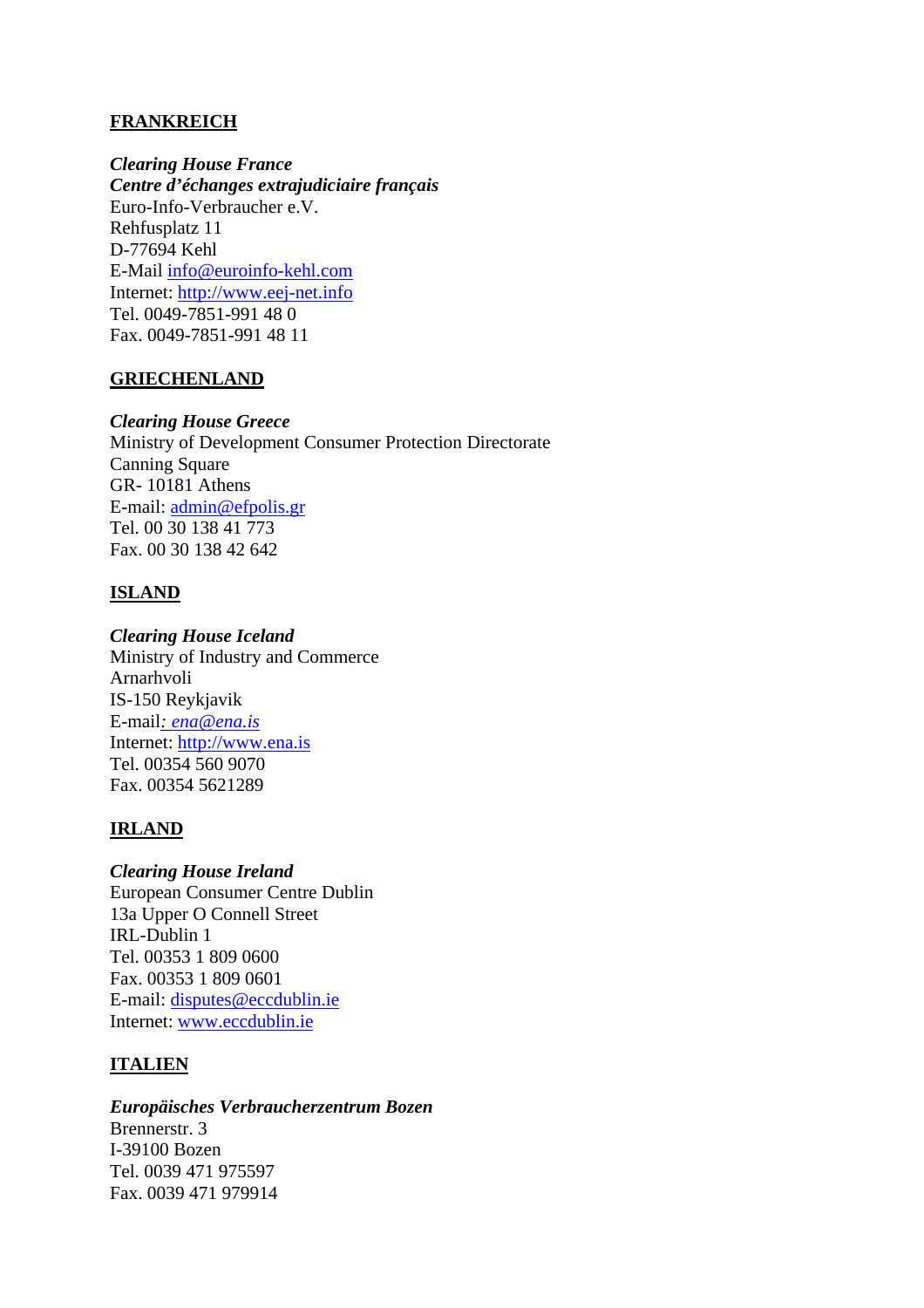**FRANKREICH**

***Clearing House France***
***Centre d'échanges extrajudiciaire français***
Euro-Info-Verbraucher e.V.
Rehfusplatz 11
D-77694 Kehl
E-Mail info@euroinfo-kehl.com
Internet: http://www.eej-net.info
Tel. 0049-7851-991 48 0
Fax. 0049-7851-991 48 11

**GRIECHENLAND**

***Clearing House Greece***
Ministry of Development Consumer Protection Directorate
Canning Square
GR- 10181 Athens
E-mail: admin@efpolis.gr
Tel. 00 30 138 41 773
Fax. 00 30 138 42 642

**ISLAND**

***Clearing House Iceland***
Ministry of Industry and Commerce
Arnarhvoli
IS-150 Reykjavik
E-mail*: ena@ena.is*
Internet: http://www.ena.is
Tel. 00354 560 9070
Fax. 00354 5621289

**IRLAND**

***Clearing House Ireland***
European Consumer Centre Dublin
13a Upper O Connell Street
IRL-Dublin 1
Tel. 00353 1 809 0600
Fax. 00353 1 809 0601
E-mail: disputes@eccdublin.ie
Internet: www.eccdublin.ie

**ITALIEN**

***Europäisches Verbraucherzentrum Bozen***
Brennerstr. 3
I-39100 Bozen
Tel. 0039 471 975597
Fax. 0039 471 979914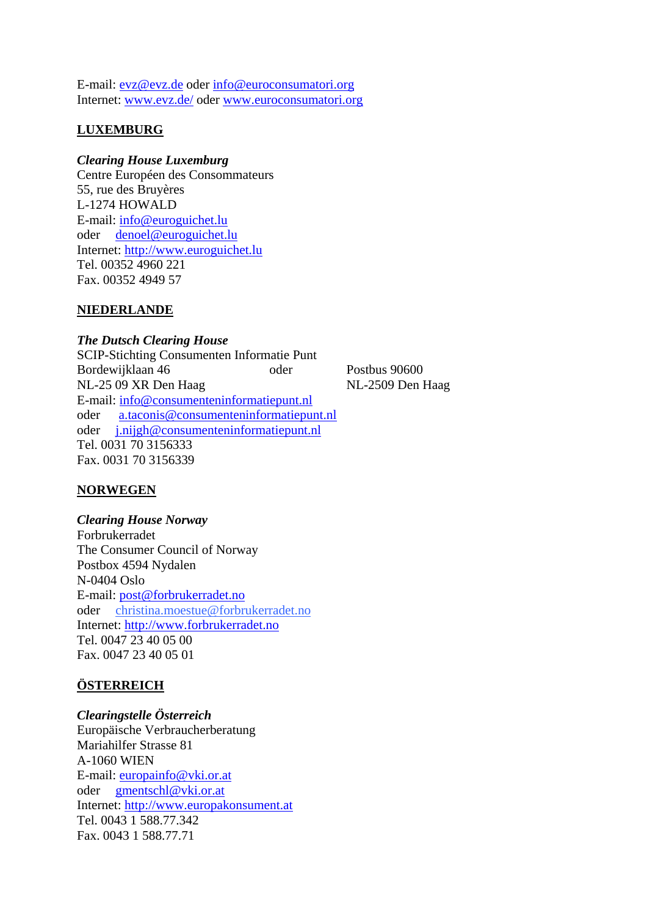E-mail: evz@evz.de oder info@euroconsumatori.org
Internet: www.evz.de/ oder www.euroconsumatori.org

## LUXEMBURG

***Clearing House Luxemburg***
Centre Européen des Consommateurs
55, rue des Bruyères
L-1274 HOWALD
E-mail: info@euroguichet.lu
oder denoel@euroguichet.lu
Internet: http://www.euroguichet.lu
Tel. 00352 4960 221
Fax. 00352 4949 57

## NIEDERLANDE

***The Dutsch Clearing House***
SCIP-Stichting Consumenten Informatie Punt
Bordewijklaan 46 oder Postbus 90600
NL-25 09 XR Den Haag NL-2509 Den Haag
E-mail: info@consumenteninformatiepunt.nl
oder a.taconis@consumenteninformatiepunt.nl
oder j.nijgh@consumenteninformatiepunt.nl
Tel. 0031 70 3156333
Fax. 0031 70 3156339

## NORWEGEN

***Clearing House Norway***
Forbrukerradet
The Consumer Council of Norway
Postbox 4594 Nydalen
N-0404 Oslo
E-mail: post@forbrukerradet.no
oder christina.moestue@forbrukerradet.no
Internet: http://www.forbrukerradet.no
Tel. 0047 23 40 05 00
Fax. 0047 23 40 05 01

## ÖSTERREICH

***Clearingstelle Österreich***
Europäische Verbraucherberatung
Mariahilfer Strasse 81
A-1060 WIEN
E-mail: europainfo@vki.or.at
oder gmentschl@vki.or.at
Internet: http://www.europakonsument.at
Tel. 0043 1 588.77.342
Fax. 0043 1 588.77.71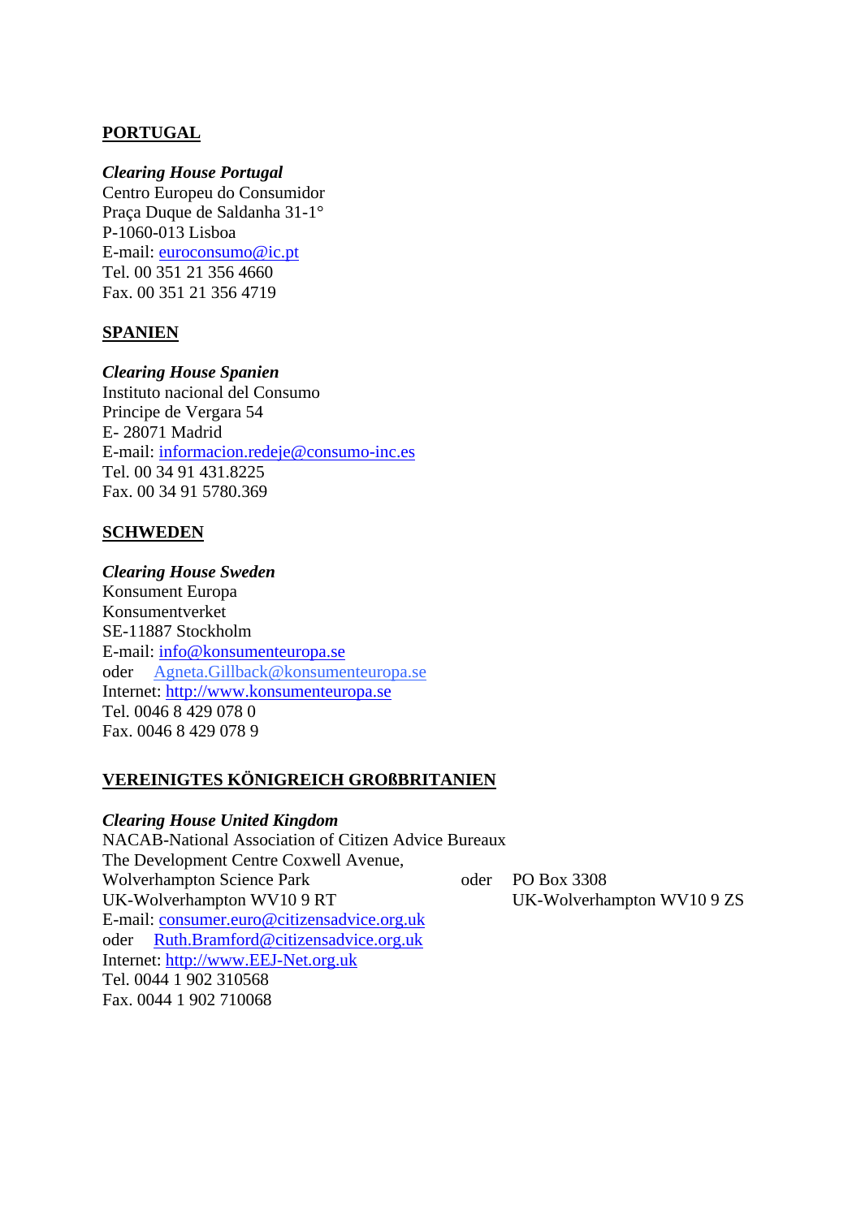**PORTUGAL**

***Clearing House Portugal***
Centro Europeu do Consumidor
Praça Duque de Saldanha 31-1°
P-1060-013 Lisboa
E-mail: euroconsumo@ic.pt
Tel. 00 351 21 356 4660
Fax. 00 351 21 356 4719

**SPANIEN**

***Clearing House Spanien***
Instituto nacional del Consumo
Principe de Vergara 54
E- 28071 Madrid
E-mail: informacion.redeje@consumo-inc.es
Tel. 00 34 91 431.8225
Fax. 00 34 91 5780.369

**SCHWEDEN**

***Clearing House Sweden***
Konsument Europa
Konsumentverket
SE-11887 Stockholm
E-mail: info@konsumenteuropa.se
oder Agneta.Gillback@konsumenteuropa.se
Internet: http://www.konsumenteuropa.se
Tel. 0046 8 429 078 0
Fax. 0046 8 429 078 9

**VEREINIGTES KÖNIGREICH GROßBRITANIEN**

***Clearing House United Kingdom***
NACAB-National Association of Citizen Advice Bureaux
The Development Centre Coxwell Avenue,
Wolverhampton Science Park
UK-Wolverhampton WV10 9 RT
oder PO Box 3308
UK-Wolverhampton WV10 9 ZS
E-mail: consumer.euro@citizensadvice.org.uk
oder Ruth.Bramford@citizensadvice.org.uk
Internet: http://www.EEJ-Net.org.uk
Tel. 0044 1 902 310568
Fax. 0044 1 902 710068